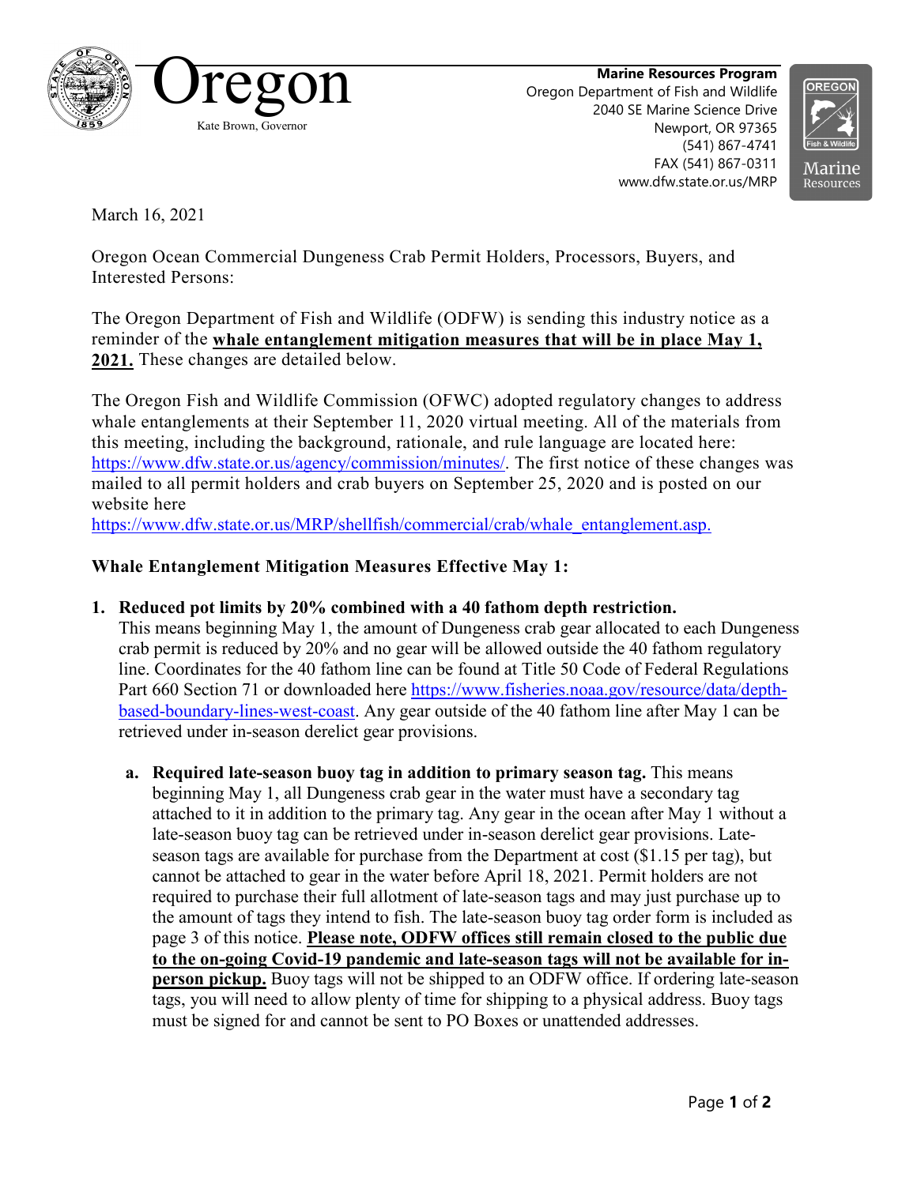Oregon

Kate Brown, Governor

**Marine Resources Program**
Oregon Department of Fish and Wildlife
2040 SE Marine Science Drive
Newport, OR 97365
(541) 867-4741
FAX (541) 867-0311
www.dfw.state.or.us/MRP

March 16, 2021

Oregon Ocean Commercial Dungeness Crab Permit Holders, Processors, Buyers, and Interested Persons:

The Oregon Department of Fish and Wildlife (ODFW) is sending this industry notice as a reminder of the **whale entanglement mitigation measures that will be in place May 1, 2021.** These changes are detailed below.

The Oregon Fish and Wildlife Commission (OFWC) adopted regulatory changes to address whale entanglements at their September 11, 2020 virtual meeting. All of the materials from this meeting, including the background, rationale, and rule language are located here: https://www.dfw.state.or.us/agency/commission/minutes/. The first notice of these changes was mailed to all permit holders and crab buyers on September 25, 2020 and is posted on our website here https://www.dfw.state.or.us/MRP/shellfish/commercial/crab/whale_entanglement.asp.

**Whale Entanglement Mitigation Measures Effective May 1:**

1. **Reduced pot limits by 20% combined with a 40 fathom depth restriction.** This means beginning May 1, the amount of Dungeness crab gear allocated to each Dungeness crab permit is reduced by 20% and no gear will be allowed outside the 40 fathom regulatory line. Coordinates for the 40 fathom line can be found at Title 50 Code of Federal Regulations Part 660 Section 71 or downloaded here https://www.fisheries.noaa.gov/resource/data/depth-based-boundary-lines-west-coast. Any gear outside of the 40 fathom line after May 1 can be retrieved under in-season derelict gear provisions.

   a. **Required late-season buoy tag in addition to primary season tag.** This means beginning May 1, all Dungeness crab gear in the water must have a secondary tag attached to it in addition to the primary tag. Any gear in the ocean after May 1 without a late-season buoy tag can be retrieved under in-season derelict gear provisions. Late-season tags are available for purchase from the Department at cost ($1.15 per tag), but cannot be attached to gear in the water before April 18, 2021. Permit holders are not required to purchase their full allotment of late-season tags and may just purchase up to the amount of tags they intend to fish. The late-season buoy tag order form is included as page 3 of this notice. **Please note, ODFW offices still remain closed to the public due to the on-going Covid-19 pandemic and late-season tags will not be available for in-person pickup.** Buoy tags will not be shipped to an ODFW office. If ordering late-season tags, you will need to allow plenty of time for shipping to a physical address. Buoy tags must be signed for and cannot be sent to PO Boxes or unattended addresses.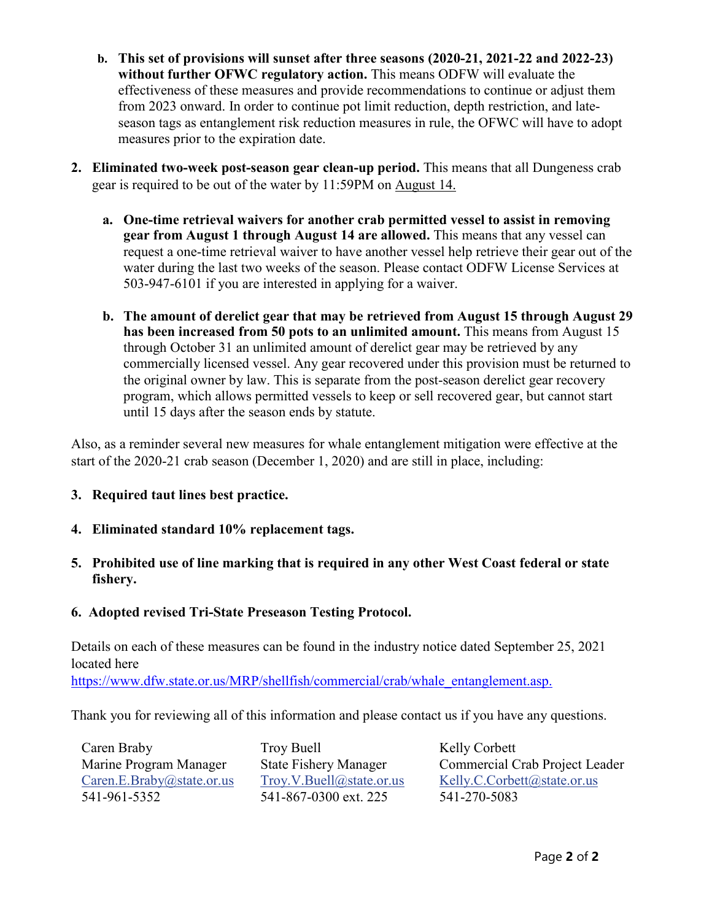b. **This set of provisions will sunset after three seasons (2020-21, 2021-22 and 2022-23) without further OFWC regulatory action.** This means ODFW will evaluate the effectiveness of these measures and provide recommendations to continue or adjust them from 2023 onward. In order to continue pot limit reduction, depth restriction, and late-season tags as entanglement risk reduction measures in rule, the OFWC will have to adopt measures prior to the expiration date.

2. **Eliminated two-week post-season gear clean-up period.** This means that all Dungeness crab gear is required to be out of the water by 11:59PM on August 14.

   a. **One-time retrieval waivers for another crab permitted vessel to assist in removing gear from August 1 through August 14 are allowed.** This means that any vessel can request a one-time retrieval waiver to have another vessel help retrieve their gear out of the water during the last two weeks of the season. Please contact ODFW License Services at 503-947-6101 if you are interested in applying for a waiver.

   b. **The amount of derelict gear that may be retrieved from August 15 through August 29 has been increased from 50 pots to an unlimited amount.** This means from August 15 through October 31 an unlimited amount of derelict gear may be retrieved by any commercially licensed vessel. Any gear recovered under this provision must be returned to the original owner by law. This is separate from the post-season derelict gear recovery program, which allows permitted vessels to keep or sell recovered gear, but cannot start until 15 days after the season ends by statute.

Also, as a reminder several new measures for whale entanglement mitigation were effective at the start of the 2020-21 crab season (December 1, 2020) and are still in place, including:

3. **Required taut lines best practice.**

4. **Eliminated standard 10% replacement tags.**

5. **Prohibited use of line marking that is required in any other West Coast federal or state fishery.**

6. **Adopted revised Tri-State Preseason Testing Protocol.**

Details on each of these measures can be found in the industry notice dated September 25, 2021 located here
https://www.dfw.state.or.us/MRP/shellfish/commercial/crab/whale_entanglement.asp.

Thank you for reviewing all of this information and please contact us if you have any questions.

Caren Braby
Marine Program Manager
Caren.E.Braby@state.or.us
541-961-5352

Troy Buell
State Fishery Manager
Troy.V.Buell@state.or.us
541-867-0300 ext. 225

Kelly Corbett
Commercial Crab Project Leader
Kelly.C.Corbett@state.or.us
541-270-5083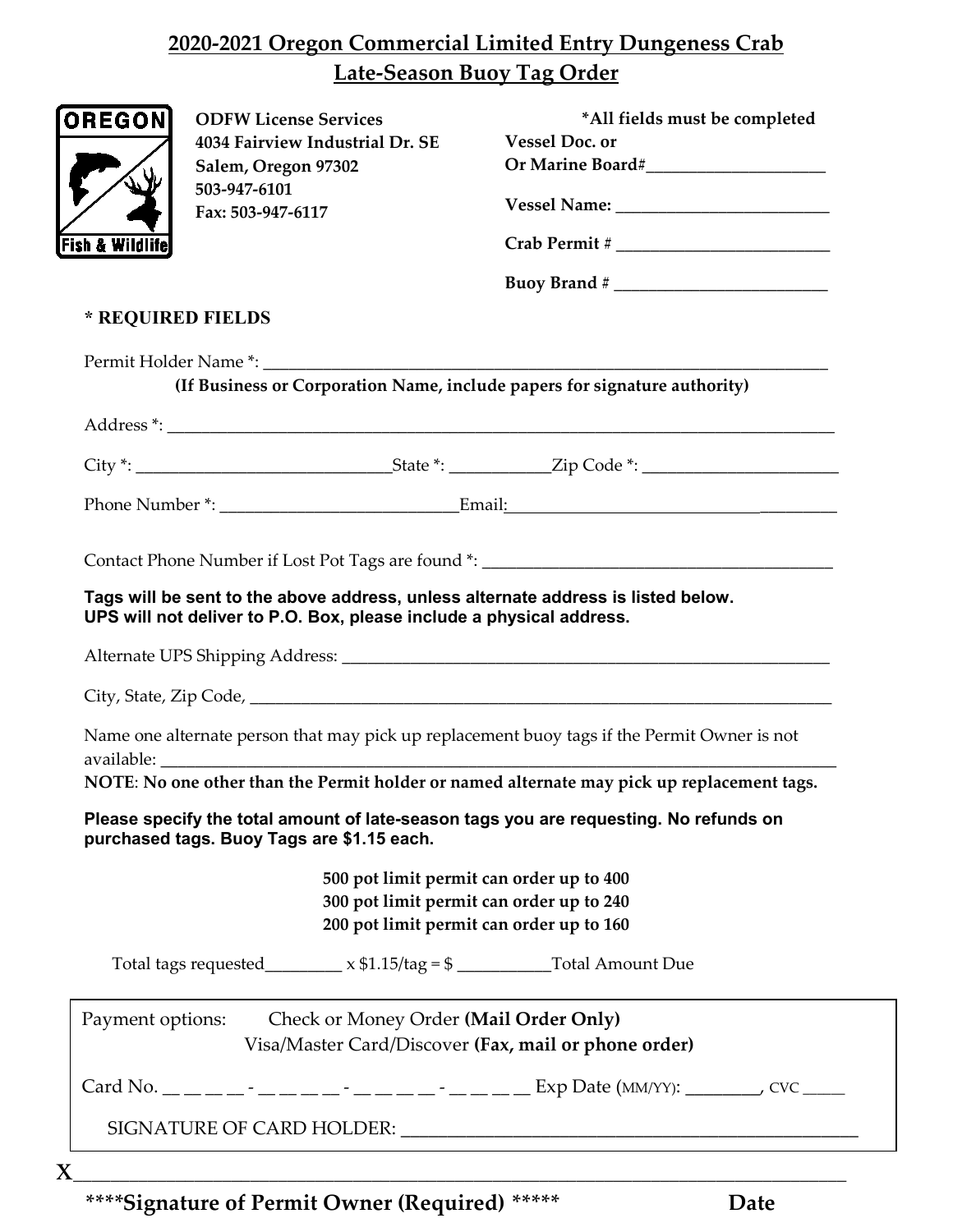# 2020-2021 Oregon Commercial Limited Entry Dungeness Crab Late-Season Buoy Tag Order

OREGON Fish & Wildlife

**ODFW License Services**
**4034 Fairview Industrial Dr. SE**
**Salem, Oregon 97302**
**503-947-6101**
**Fax: 503-947-6117**

**\*All fields must be completed**

**Vessel Doc. or Or Marine Board#**____________________

**Vessel Name:** ________________________

**Crab Permit #** ________________________

**Buoy Brand #** ________________________

**\* REQUIRED FIELDS**

Permit Holder Name \*: ______________________________________________________________
**(If Business or Corporation Name, include papers for signature authority)**

Address \*: ______________________________________________________________________

City \*: ____________________________State \*: ___________Zip Code \*: _____________________

Phone Number \*: _________________________Email: _________________________________

Contact Phone Number if Lost Pot Tags are found \*: _________________________________________

**Tags will be sent to the above address, unless alternate address is listed below.**
**UPS will not deliver to P.O. Box, please include a physical address.**

Alternate UPS Shipping Address: ________________________________________________________

City, State, Zip Code, _________________________________________________________________

Name one alternate person that may pick up replacement buoy tags if the Permit Owner is not available: ______________________________________________________________________

**NOTE**: **No one other than the Permit holder or named alternate may pick up replacement tags.**

**Please specify the total amount of late-season tags you are requesting. No refunds on purchased tags. Buoy Tags are $1.15 each.**

**500 pot limit permit can order up to 400**
**300 pot limit permit can order up to 240**
**200 pot limit permit can order up to 160**

Total tags requested________ x $1.15/tag = $ __________Total Amount Due

Payment options: Check or Money Order **(Mail Order Only)**
Visa/Master Card/Discover **(Fax, mail or phone order)**

Card No. __ __ __ __ - __ __ __ __ - __ __ __ __ - __ __ __ __ Exp Date (MM/YY): ________, CVC _____

SIGNATURE OF CARD HOLDER: ________________________________________________

X______________________________________________________________________________

**\*\*\*\*Signature of Permit Owner (Required) \*\*\*\*\*** **Date**